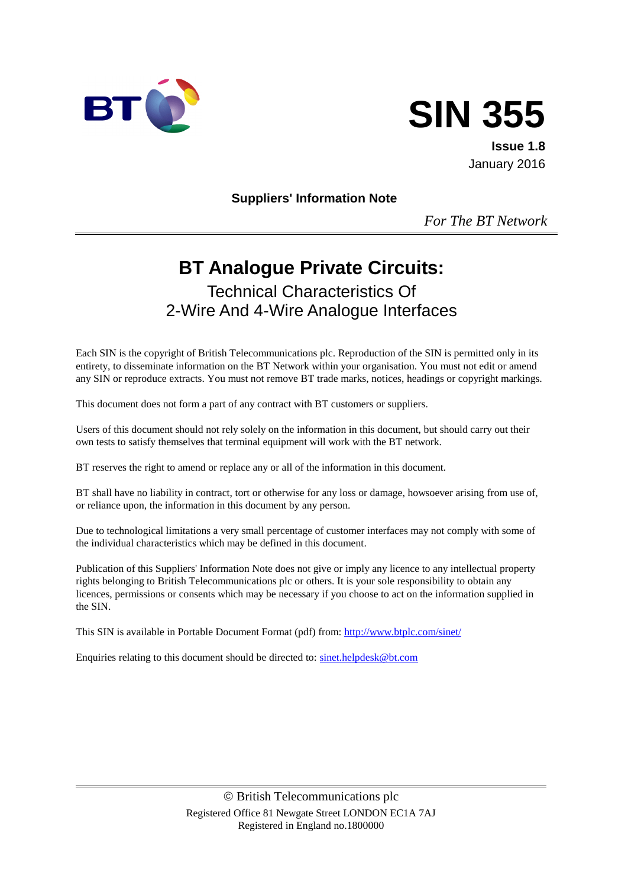BT

# SIN 355

**Issue 1.8**
January 2016

**Suppliers' Information Note**

*For The BT Network*

# BT Analogue Private Circuits:

## Technical Characteristics Of 2-Wire And 4-Wire Analogue Interfaces

Each SIN is the copyright of British Telecommunications plc. Reproduction of the SIN is permitted only in its entirety, to disseminate information on the BT Network within your organisation. You must not edit or amend any SIN or reproduce extracts. You must not remove BT trade marks, notices, headings or copyright markings.

This document does not form a part of any contract with BT customers or suppliers.

Users of this document should not rely solely on the information in this document, but should carry out their own tests to satisfy themselves that terminal equipment will work with the BT network.

BT reserves the right to amend or replace any or all of the information in this document.

BT shall have no liability in contract, tort or otherwise for any loss or damage, howsoever arising from use of, or reliance upon, the information in this document by any person.

Due to technological limitations a very small percentage of customer interfaces may not comply with some of the individual characteristics which may be defined in this document.

Publication of this Suppliers' Information Note does not give or imply any licence to any intellectual property rights belonging to British Telecommunications plc or others. It is your sole responsibility to obtain any licences, permissions or consents which may be necessary if you choose to act on the information supplied in the SIN.

This SIN is available in Portable Document Format (pdf) from: http://www.btplc.com/sinet/

Enquiries relating to this document should be directed to: sinet.helpdesk@bt.com

© British Telecommunications plc
Registered Office 81 Newgate Street LONDON EC1A 7AJ
Registered in England no.1800000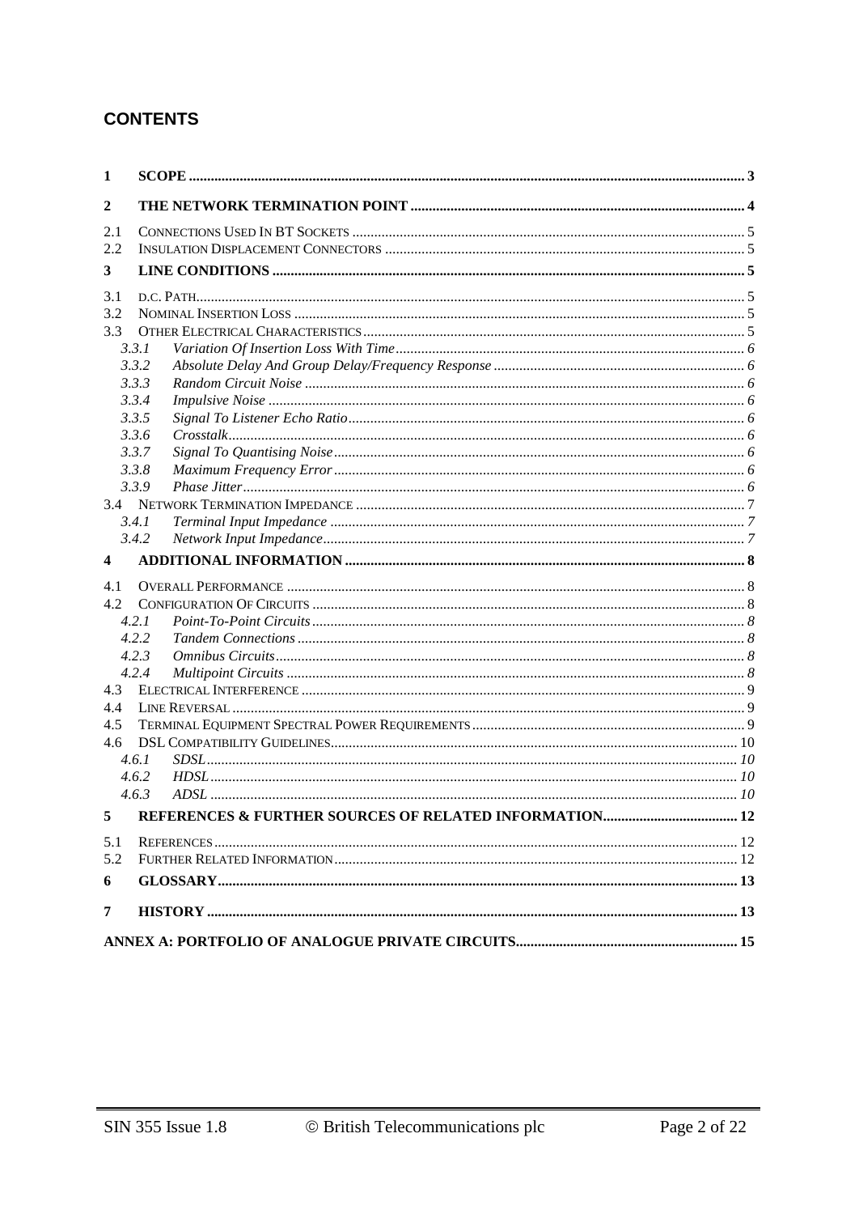## CONTENTS

1 SCOPE ..... 3

2 THE NETWORK TERMINATION POINT ..... 4

2.1 CONNECTIONS USED IN BT SOCKETS ..... 5
2.2 INSULATION DISPLACEMENT CONNECTORS ..... 5

3 LINE CONDITIONS ..... 5

3.1 D.C. PATH ..... 5
3.2 NOMINAL INSERTION LOSS ..... 5
3.3 OTHER ELECTRICAL CHARACTERISTICS ..... 5
 3.3.1 *Variation Of Insertion Loss With Time* ..... 6
 3.3.2 *Absolute Delay And Group Delay/Frequency Response* ..... 6
 3.3.3 *Random Circuit Noise* ..... 6
 3.3.4 *Impulsive Noise* ..... 6
 3.3.5 *Signal To Listener Echo Ratio* ..... 6
 3.3.6 *Crosstalk* ..... 6
 3.3.7 *Signal To Quantising Noise* ..... 6
 3.3.8 *Maximum Frequency Error* ..... 6
 3.3.9 *Phase Jitter* ..... 6
3.4 NETWORK TERMINATION IMPEDANCE ..... 7
 3.4.1 *Terminal Input Impedance* ..... 7
 3.4.2 *Network Input Impedance* ..... 7

4 ADDITIONAL INFORMATION ..... 8

4.1 OVERALL PERFORMANCE ..... 8
4.2 CONFIGURATION OF CIRCUITS ..... 8
 4.2.1 *Point-To-Point Circuits* ..... 8
 4.2.2 *Tandem Connections* ..... 8
 4.2.3 *Omnibus Circuits* ..... 8
 4.2.4 *Multipoint Circuits* ..... 8
4.3 ELECTRICAL INTERFERENCE ..... 9
4.4 LINE REVERSAL ..... 9
4.5 TERMINAL EQUIPMENT SPECTRAL POWER REQUIREMENTS ..... 9
4.6 DSL COMPATIBILITY GUIDELINES ..... 10
 4.6.1 *SDSL* ..... 10
 4.6.2 *HDSL* ..... 10
 4.6.3 *ADSL* ..... 10

5 REFERENCES & FURTHER SOURCES OF RELATED INFORMATION ..... 12

5.1 REFERENCES ..... 12
5.2 FURTHER RELATED INFORMATION ..... 12

6 GLOSSARY ..... 13

7 HISTORY ..... 13

ANNEX A: PORTFOLIO OF ANALOGUE PRIVATE CIRCUITS ..... 15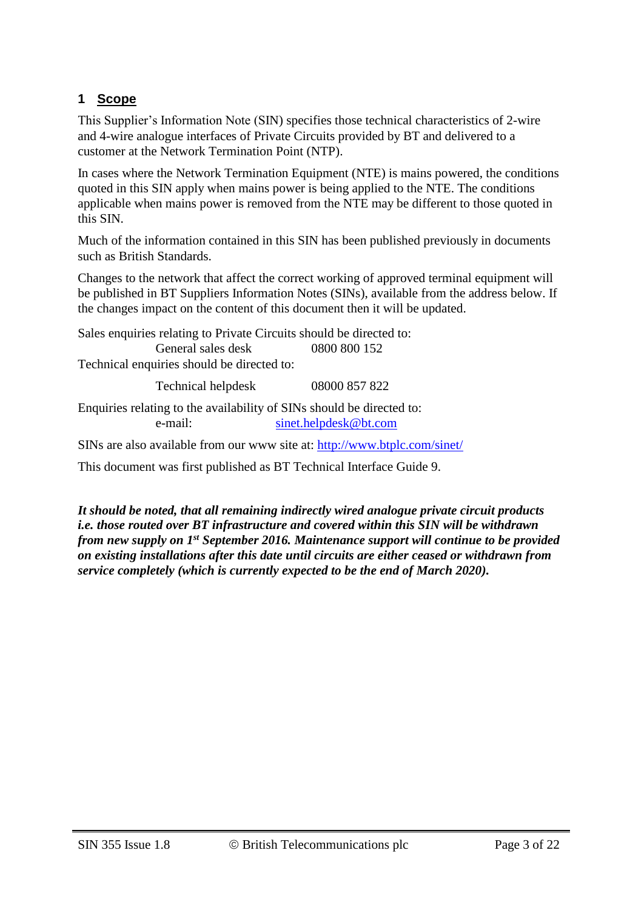## 1 Scope

This Supplier's Information Note (SIN) specifies those technical characteristics of 2-wire and 4-wire analogue interfaces of Private Circuits provided by BT and delivered to a customer at the Network Termination Point (NTP).

In cases where the Network Termination Equipment (NTE) is mains powered, the conditions quoted in this SIN apply when mains power is being applied to the NTE. The conditions applicable when mains power is removed from the NTE may be different to those quoted in this SIN.

Much of the information contained in this SIN has been published previously in documents such as British Standards.

Changes to the network that affect the correct working of approved terminal equipment will be published in BT Suppliers Information Notes (SINs), available from the address below. If the changes impact on the content of this document then it will be updated.

Sales enquiries relating to Private Circuits should be directed to:

General sales desk 0800 800 152

Technical enquiries should be directed to:

Technical helpdesk 08000 857 822

Enquiries relating to the availability of SINs should be directed to:

e-mail: sinet.helpdesk@bt.com

SINs are also available from our www site at: http://www.btplc.com/sinet/

This document was first published as BT Technical Interface Guide 9.

***It should be noted, that all remaining indirectly wired analogue private circuit products i.e. those routed over BT infrastructure and covered within this SIN will be withdrawn from new supply on 1st September 2016. Maintenance support will continue to be provided on existing installations after this date until circuits are either ceased or withdrawn from service completely (which is currently expected to be the end of March 2020).***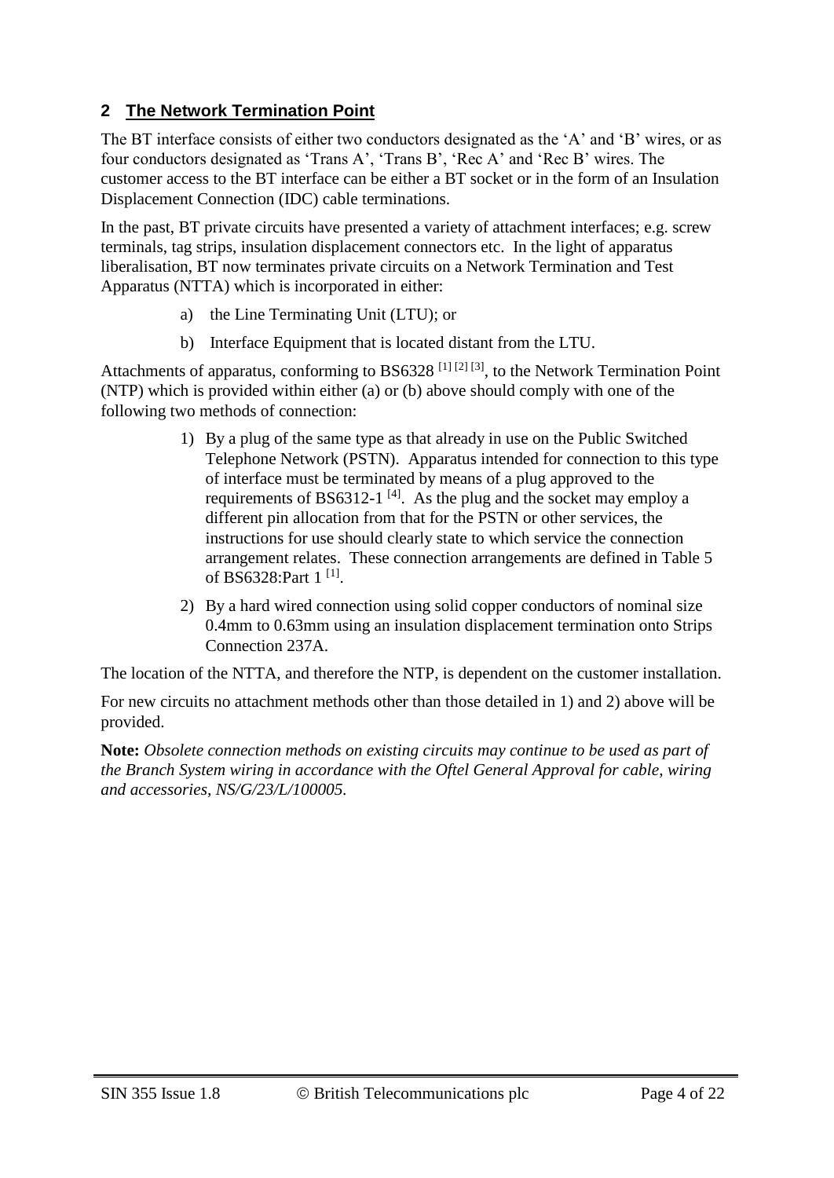## 2 The Network Termination Point

The BT interface consists of either two conductors designated as the 'A' and 'B' wires, or as four conductors designated as 'Trans A', 'Trans B', 'Rec A' and 'Rec B' wires. The customer access to the BT interface can be either a BT socket or in the form of an Insulation Displacement Connection (IDC) cable terminations.

In the past, BT private circuits have presented a variety of attachment interfaces; e.g. screw terminals, tag strips, insulation displacement connectors etc. In the light of apparatus liberalisation, BT now terminates private circuits on a Network Termination and Test Apparatus (NTTA) which is incorporated in either:

a) the Line Terminating Unit (LTU); or

b) Interface Equipment that is located distant from the LTU.

Attachments of apparatus, conforming to BS6328 [1] [2] [3], to the Network Termination Point (NTP) which is provided within either (a) or (b) above should comply with one of the following two methods of connection:

1) By a plug of the same type as that already in use on the Public Switched Telephone Network (PSTN). Apparatus intended for connection to this type of interface must be terminated by means of a plug approved to the requirements of BS6312-1 [4]. As the plug and the socket may employ a different pin allocation from that for the PSTN or other services, the instructions for use should clearly state to which service the connection arrangement relates. These connection arrangements are defined in Table 5 of BS6328:Part 1 [1].
2) By a hard wired connection using solid copper conductors of nominal size 0.4mm to 0.63mm using an insulation displacement termination onto Strips Connection 237A.

The location of the NTTA, and therefore the NTP, is dependent on the customer installation.

For new circuits no attachment methods other than those detailed in 1) and 2) above will be provided.

**Note:** *Obsolete connection methods on existing circuits may continue to be used as part of the Branch System wiring in accordance with the Oftel General Approval for cable, wiring and accessories, NS/G/23/L/100005.*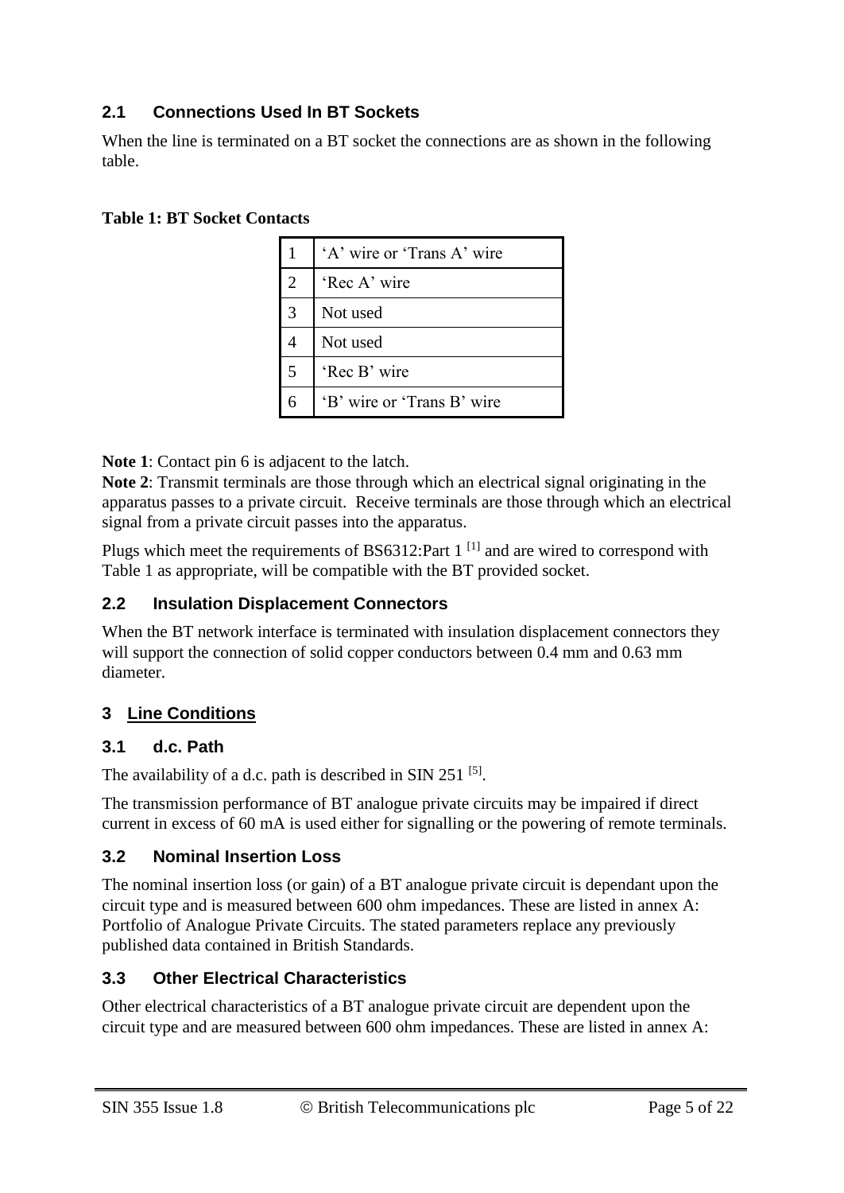### 2.1 Connections Used In BT Sockets

When the line is terminated on a BT socket the connections are as shown in the following table.

**Table 1: BT Socket Contacts**

| | |
|---|---|
| 1 | 'A' wire or 'Trans A' wire |
| 2 | 'Rec A' wire |
| 3 | Not used |
| 4 | Not used |
| 5 | 'Rec B' wire |
| 6 | 'B' wire or 'Trans B' wire |

**Note 1**: Contact pin 6 is adjacent to the latch.
**Note 2**: Transmit terminals are those through which an electrical signal originating in the apparatus passes to a private circuit. Receive terminals are those through which an electrical signal from a private circuit passes into the apparatus.

Plugs which meet the requirements of BS6312:Part 1 [1] and are wired to correspond with Table 1 as appropriate, will be compatible with the BT provided socket.

### 2.2 Insulation Displacement Connectors

When the BT network interface is terminated with insulation displacement connectors they will support the connection of solid copper conductors between 0.4 mm and 0.63 mm diameter.

## 3 Line Conditions

### 3.1 d.c. Path

The availability of a d.c. path is described in SIN 251 [5].

The transmission performance of BT analogue private circuits may be impaired if direct current in excess of 60 mA is used either for signalling or the powering of remote terminals.

### 3.2 Nominal Insertion Loss

The nominal insertion loss (or gain) of a BT analogue private circuit is dependant upon the circuit type and is measured between 600 ohm impedances. These are listed in annex A: Portfolio of Analogue Private Circuits. The stated parameters replace any previously published data contained in British Standards.

### 3.3 Other Electrical Characteristics

Other electrical characteristics of a BT analogue private circuit are dependent upon the circuit type and are measured between 600 ohm impedances. These are listed in annex A: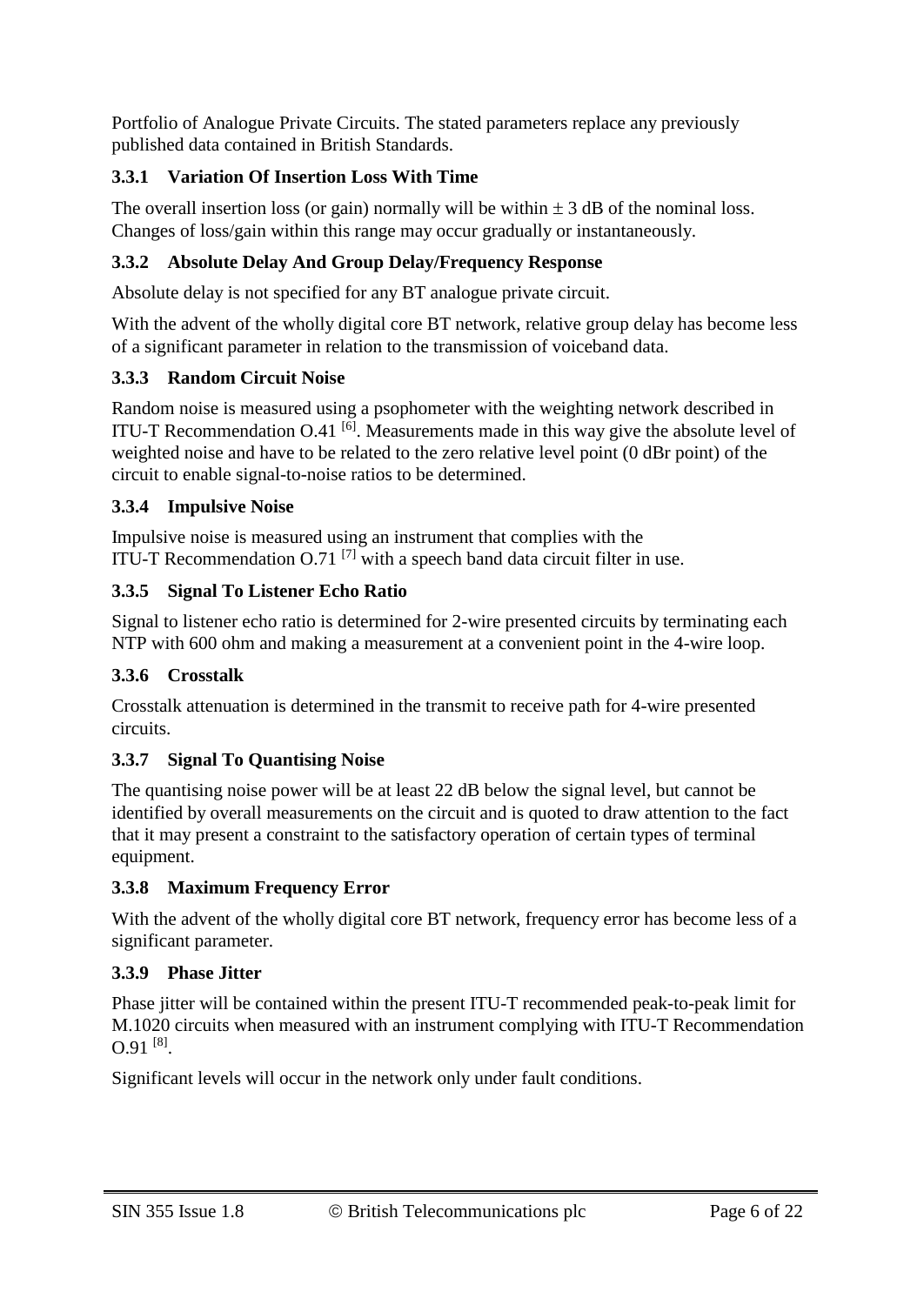Portfolio of Analogue Private Circuits. The stated parameters replace any previously published data contained in British Standards.

### 3.3.1 Variation Of Insertion Loss With Time

The overall insertion loss (or gain) normally will be within ± 3 dB of the nominal loss. Changes of loss/gain within this range may occur gradually or instantaneously.

### 3.3.2 Absolute Delay And Group Delay/Frequency Response

Absolute delay is not specified for any BT analogue private circuit.

With the advent of the wholly digital core BT network, relative group delay has become less of a significant parameter in relation to the transmission of voiceband data.

### 3.3.3 Random Circuit Noise

Random noise is measured using a psophometer with the weighting network described in ITU-T Recommendation O.41 [6]. Measurements made in this way give the absolute level of weighted noise and have to be related to the zero relative level point (0 dBr point) of the circuit to enable signal-to-noise ratios to be determined.

### 3.3.4 Impulsive Noise

Impulsive noise is measured using an instrument that complies with the ITU-T Recommendation O.71 [7] with a speech band data circuit filter in use.

### 3.3.5 Signal To Listener Echo Ratio

Signal to listener echo ratio is determined for 2-wire presented circuits by terminating each NTP with 600 ohm and making a measurement at a convenient point in the 4-wire loop.

### 3.3.6 Crosstalk

Crosstalk attenuation is determined in the transmit to receive path for 4-wire presented circuits.

### 3.3.7 Signal To Quantising Noise

The quantising noise power will be at least 22 dB below the signal level, but cannot be identified by overall measurements on the circuit and is quoted to draw attention to the fact that it may present a constraint to the satisfactory operation of certain types of terminal equipment.

### 3.3.8 Maximum Frequency Error

With the advent of the wholly digital core BT network, frequency error has become less of a significant parameter.

### 3.3.9 Phase Jitter

Phase jitter will be contained within the present ITU-T recommended peak-to-peak limit for M.1020 circuits when measured with an instrument complying with ITU-T Recommendation O.91 [8].

Significant levels will occur in the network only under fault conditions.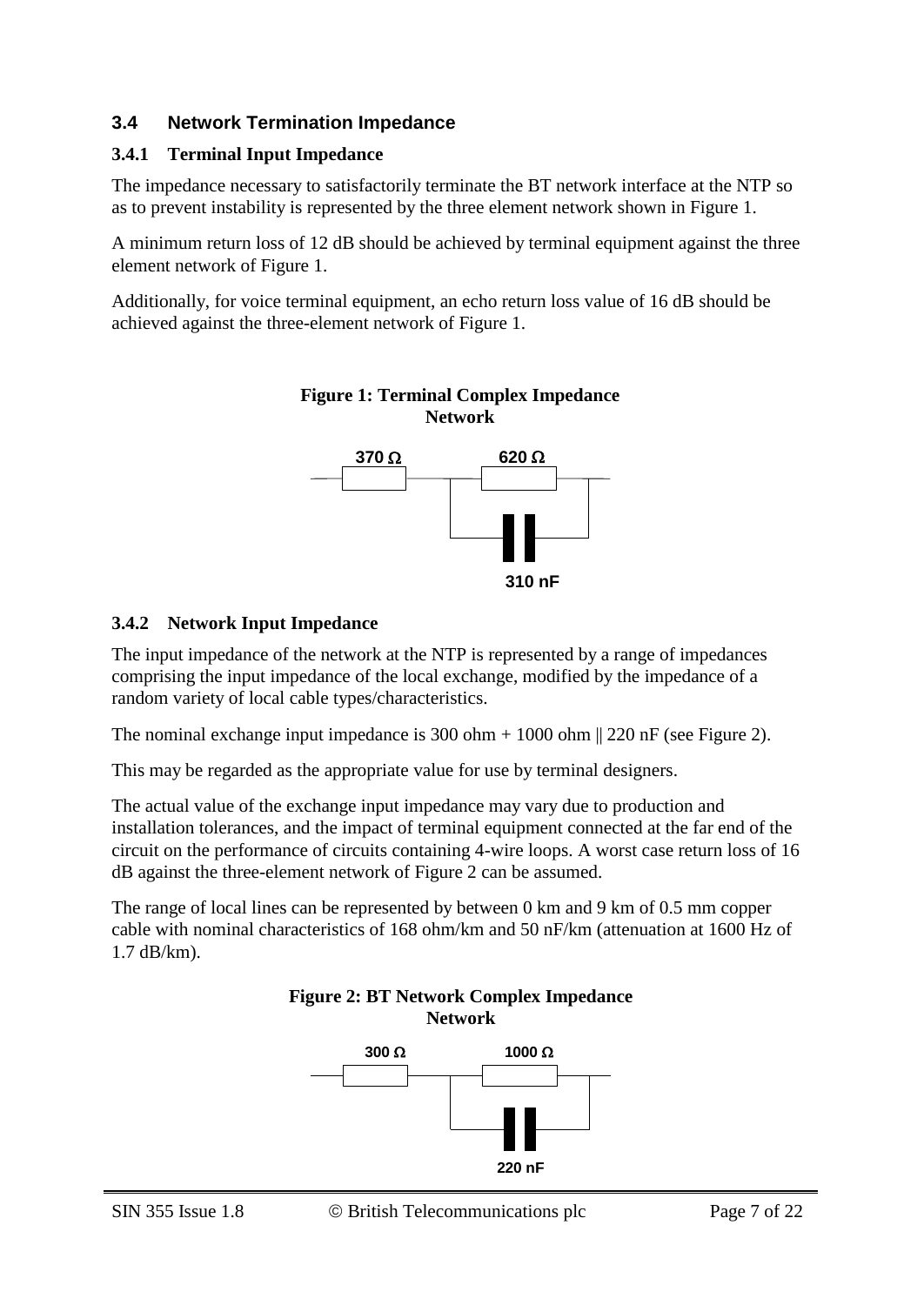### 3.4 Network Termination Impedance

#### 3.4.1 Terminal Input Impedance

The impedance necessary to satisfactorily terminate the BT network interface at the NTP so as to prevent instability is represented by the three element network shown in Figure 1.

A minimum return loss of 12 dB should be achieved by terminal equipment against the three element network of Figure 1.

Additionally, for voice terminal equipment, an echo return loss value of 16 dB should be achieved against the three-element network of Figure 1.

**Figure 1: Terminal Complex Impedance Network**

370 Ω 620 Ω 310 nF

#### 3.4.2 Network Input Impedance

The input impedance of the network at the NTP is represented by a range of impedances comprising the input impedance of the local exchange, modified by the impedance of a random variety of local cable types/characteristics.

The nominal exchange input impedance is 300 ohm + 1000 ohm || 220 nF (see Figure 2).

This may be regarded as the appropriate value for use by terminal designers.

The actual value of the exchange input impedance may vary due to production and installation tolerances, and the impact of terminal equipment connected at the far end of the circuit on the performance of circuits containing 4-wire loops. A worst case return loss of 16 dB against the three-element network of Figure 2 can be assumed.

The range of local lines can be represented by between 0 km and 9 km of 0.5 mm copper cable with nominal characteristics of 168 ohm/km and 50 nF/km (attenuation at 1600 Hz of 1.7 dB/km).

**Figure 2: BT Network Complex Impedance Network**

300 Ω 1000 Ω 220 nF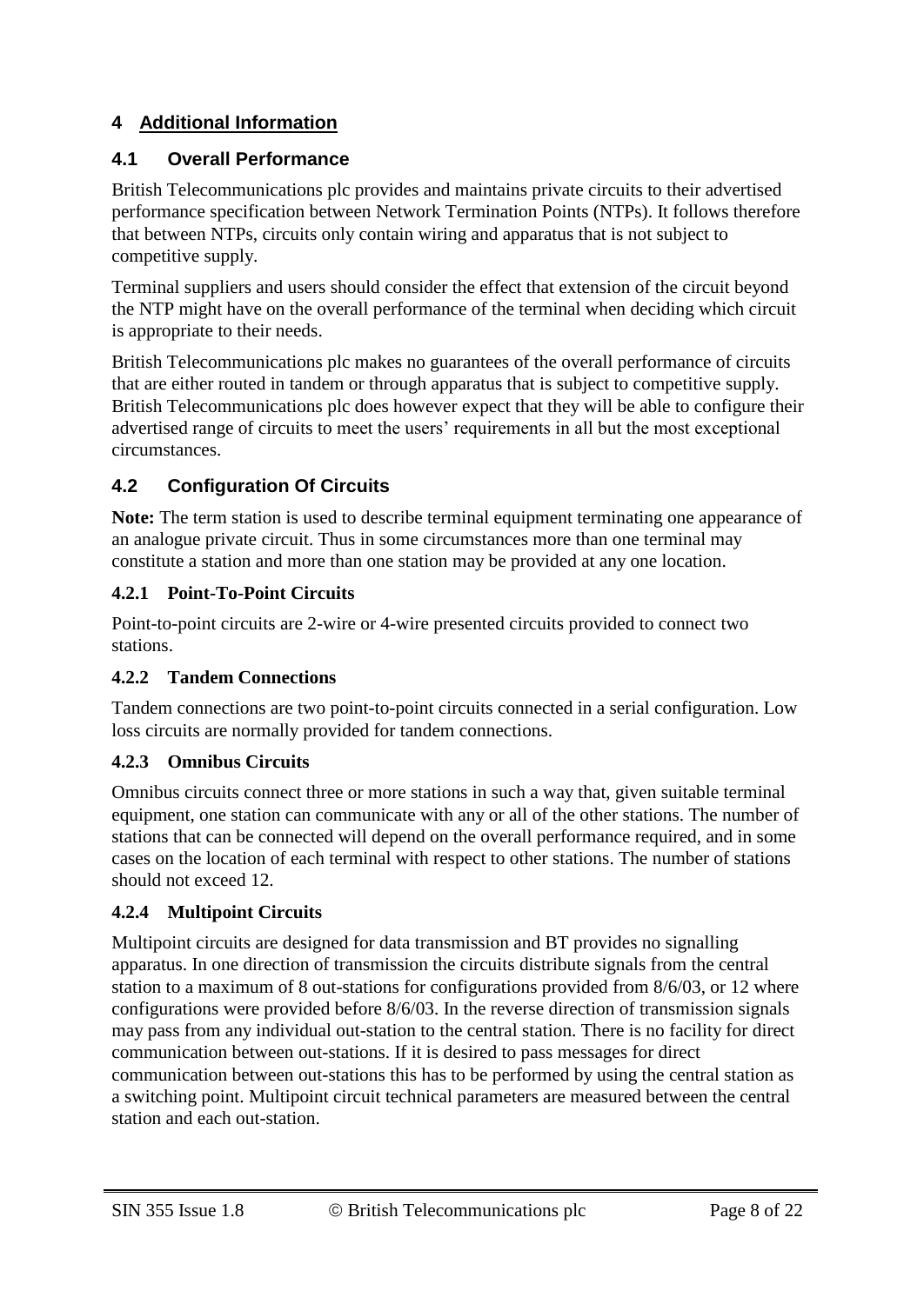# 4 Additional Information

## 4.1 Overall Performance

British Telecommunications plc provides and maintains private circuits to their advertised performance specification between Network Termination Points (NTPs). It follows therefore that between NTPs, circuits only contain wiring and apparatus that is not subject to competitive supply.

Terminal suppliers and users should consider the effect that extension of the circuit beyond the NTP might have on the overall performance of the terminal when deciding which circuit is appropriate to their needs.

British Telecommunications plc makes no guarantees of the overall performance of circuits that are either routed in tandem or through apparatus that is subject to competitive supply. British Telecommunications plc does however expect that they will be able to configure their advertised range of circuits to meet the users' requirements in all but the most exceptional circumstances.

## 4.2 Configuration Of Circuits

**Note:** The term station is used to describe terminal equipment terminating one appearance of an analogue private circuit. Thus in some circumstances more than one terminal may constitute a station and more than one station may be provided at any one location.

### 4.2.1 Point-To-Point Circuits

Point-to-point circuits are 2-wire or 4-wire presented circuits provided to connect two stations.

### 4.2.2 Tandem Connections

Tandem connections are two point-to-point circuits connected in a serial configuration. Low loss circuits are normally provided for tandem connections.

### 4.2.3 Omnibus Circuits

Omnibus circuits connect three or more stations in such a way that, given suitable terminal equipment, one station can communicate with any or all of the other stations. The number of stations that can be connected will depend on the overall performance required, and in some cases on the location of each terminal with respect to other stations. The number of stations should not exceed 12.

### 4.2.4 Multipoint Circuits

Multipoint circuits are designed for data transmission and BT provides no signalling apparatus. In one direction of transmission the circuits distribute signals from the central station to a maximum of 8 out-stations for configurations provided from 8/6/03, or 12 where configurations were provided before 8/6/03. In the reverse direction of transmission signals may pass from any individual out-station to the central station. There is no facility for direct communication between out-stations. If it is desired to pass messages for direct communication between out-stations this has to be performed by using the central station as a switching point. Multipoint circuit technical parameters are measured between the central station and each out-station.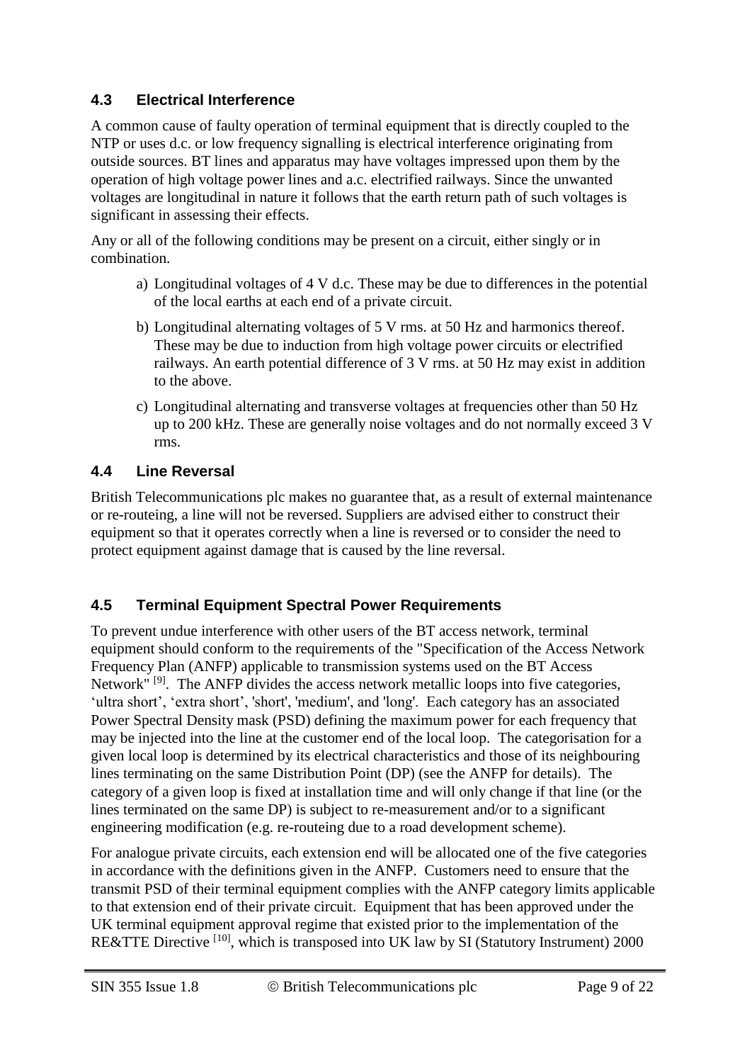## 4.3 Electrical Interference

A common cause of faulty operation of terminal equipment that is directly coupled to the NTP or uses d.c. or low frequency signalling is electrical interference originating from outside sources. BT lines and apparatus may have voltages impressed upon them by the operation of high voltage power lines and a.c. electrified railways. Since the unwanted voltages are longitudinal in nature it follows that the earth return path of such voltages is significant in assessing their effects.

Any or all of the following conditions may be present on a circuit, either singly or in combination.

a) Longitudinal voltages of 4 V d.c. These may be due to differences in the potential of the local earths at each end of a private circuit.

b) Longitudinal alternating voltages of 5 V rms. at 50 Hz and harmonics thereof. These may be due to induction from high voltage power circuits or electrified railways. An earth potential difference of 3 V rms. at 50 Hz may exist in addition to the above.

c) Longitudinal alternating and transverse voltages at frequencies other than 50 Hz up to 200 kHz. These are generally noise voltages and do not normally exceed 3 V rms.

## 4.4 Line Reversal

British Telecommunications plc makes no guarantee that, as a result of external maintenance or re-routeing, a line will not be reversed. Suppliers are advised either to construct their equipment so that it operates correctly when a line is reversed or to consider the need to protect equipment against damage that is caused by the line reversal.

## 4.5 Terminal Equipment Spectral Power Requirements

To prevent undue interference with other users of the BT access network, terminal equipment should conform to the requirements of the "Specification of the Access Network Frequency Plan (ANFP) applicable to transmission systems used on the BT Access Network" [9]. The ANFP divides the access network metallic loops into five categories, 'ultra short', 'extra short', 'short', 'medium', and 'long'. Each category has an associated Power Spectral Density mask (PSD) defining the maximum power for each frequency that may be injected into the line at the customer end of the local loop. The categorisation for a given local loop is determined by its electrical characteristics and those of its neighbouring lines terminating on the same Distribution Point (DP) (see the ANFP for details). The category of a given loop is fixed at installation time and will only change if that line (or the lines terminated on the same DP) is subject to re-measurement and/or to a significant engineering modification (e.g. re-routeing due to a road development scheme).

For analogue private circuits, each extension end will be allocated one of the five categories in accordance with the definitions given in the ANFP. Customers need to ensure that the transmit PSD of their terminal equipment complies with the ANFP category limits applicable to that extension end of their private circuit. Equipment that has been approved under the UK terminal equipment approval regime that existed prior to the implementation of the RE&TTE Directive [10], which is transposed into UK law by SI (Statutory Instrument) 2000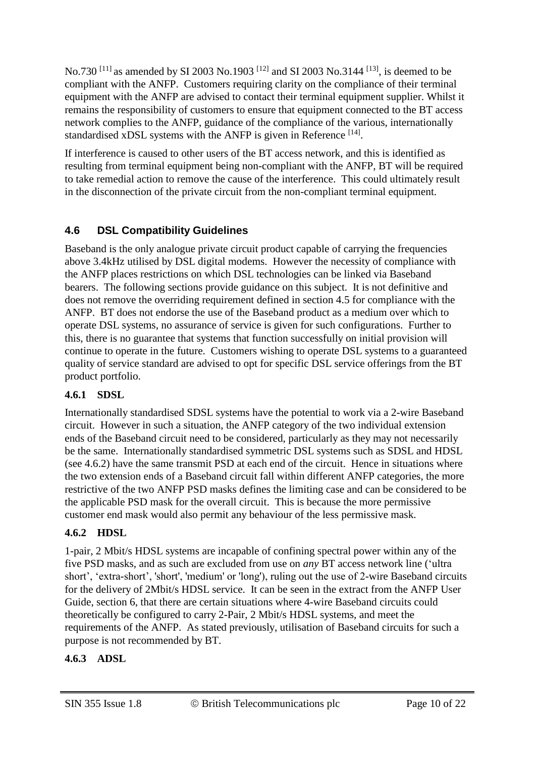No.730 [11] as amended by SI 2003 No.1903 [12] and SI 2003 No.3144 [13], is deemed to be compliant with the ANFP. Customers requiring clarity on the compliance of their terminal equipment with the ANFP are advised to contact their terminal equipment supplier. Whilst it remains the responsibility of customers to ensure that equipment connected to the BT access network complies to the ANFP, guidance of the compliance of the various, internationally standardised xDSL systems with the ANFP is given in Reference [14].

If interference is caused to other users of the BT access network, and this is identified as resulting from terminal equipment being non-compliant with the ANFP, BT will be required to take remedial action to remove the cause of the interference. This could ultimately result in the disconnection of the private circuit from the non-compliant terminal equipment.

## 4.6 DSL Compatibility Guidelines

Baseband is the only analogue private circuit product capable of carrying the frequencies above 3.4kHz utilised by DSL digital modems. However the necessity of compliance with the ANFP places restrictions on which DSL technologies can be linked via Baseband bearers. The following sections provide guidance on this subject. It is not definitive and does not remove the overriding requirement defined in section 4.5 for compliance with the ANFP. BT does not endorse the use of the Baseband product as a medium over which to operate DSL systems, no assurance of service is given for such configurations. Further to this, there is no guarantee that systems that function successfully on initial provision will continue to operate in the future. Customers wishing to operate DSL systems to a guaranteed quality of service standard are advised to opt for specific DSL service offerings from the BT product portfolio.

### 4.6.1 SDSL

Internationally standardised SDSL systems have the potential to work via a 2-wire Baseband circuit. However in such a situation, the ANFP category of the two individual extension ends of the Baseband circuit need to be considered, particularly as they may not necessarily be the same. Internationally standardised symmetric DSL systems such as SDSL and HDSL (see 4.6.2) have the same transmit PSD at each end of the circuit. Hence in situations where the two extension ends of a Baseband circuit fall within different ANFP categories, the more restrictive of the two ANFP PSD masks defines the limiting case and can be considered to be the applicable PSD mask for the overall circuit. This is because the more permissive customer end mask would also permit any behaviour of the less permissive mask.

### 4.6.2 HDSL

1-pair, 2 Mbit/s HDSL systems are incapable of confining spectral power within any of the five PSD masks, and as such are excluded from use on *any* BT access network line ('ultra short', 'extra-short', 'short', 'medium' or 'long'), ruling out the use of 2-wire Baseband circuits for the delivery of 2Mbit/s HDSL service. It can be seen in the extract from the ANFP User Guide, section 6, that there are certain situations where 4-wire Baseband circuits could theoretically be configured to carry 2-Pair, 2 Mbit/s HDSL systems, and meet the requirements of the ANFP. As stated previously, utilisation of Baseband circuits for such a purpose is not recommended by BT.

### 4.6.3 ADSL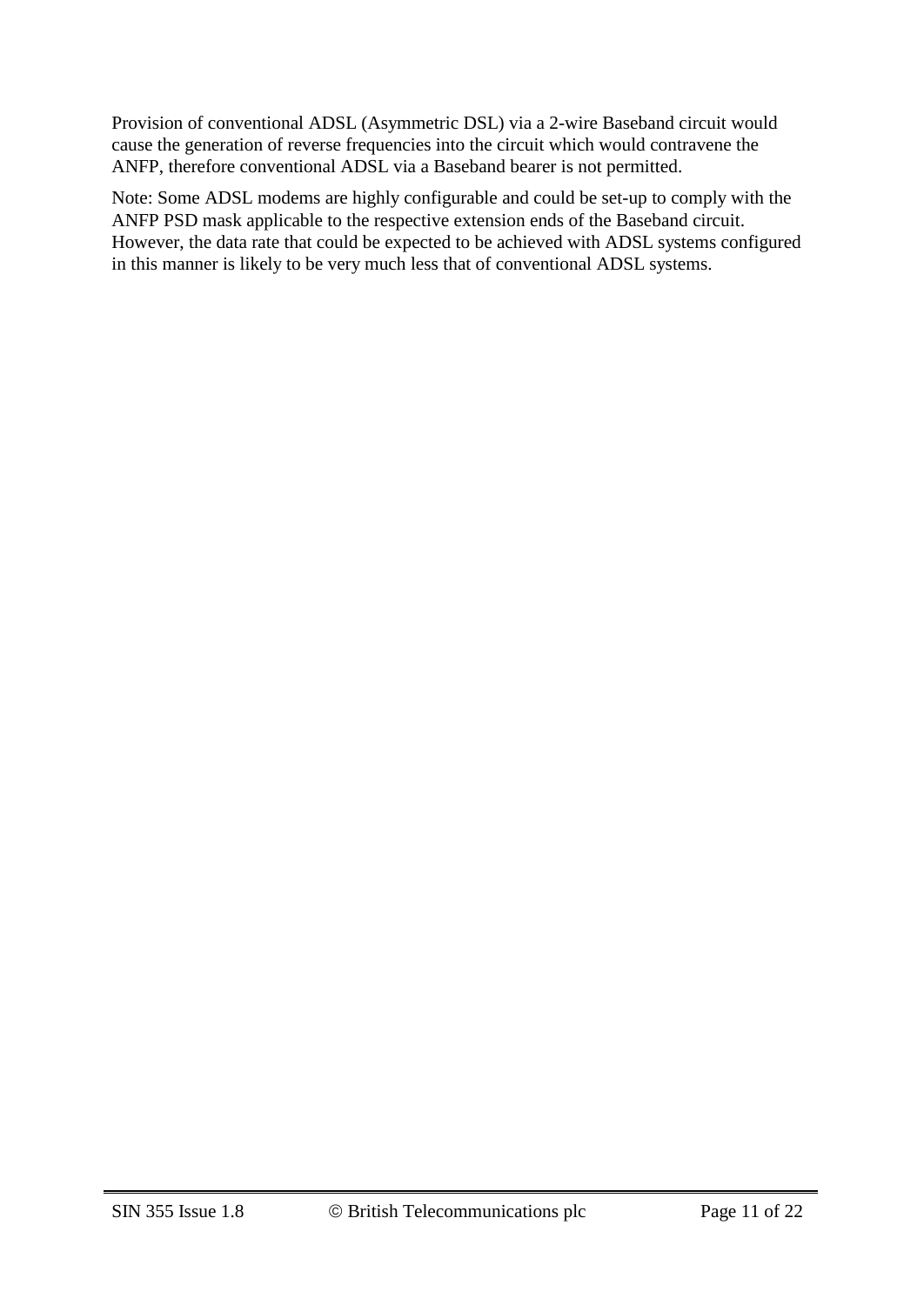Provision of conventional ADSL (Asymmetric DSL) via a 2-wire Baseband circuit would cause the generation of reverse frequencies into the circuit which would contravene the ANFP, therefore conventional ADSL via a Baseband bearer is not permitted.

Note: Some ADSL modems are highly configurable and could be set-up to comply with the ANFP PSD mask applicable to the respective extension ends of the Baseband circuit. However, the data rate that could be expected to be achieved with ADSL systems configured in this manner is likely to be very much less that of conventional ADSL systems.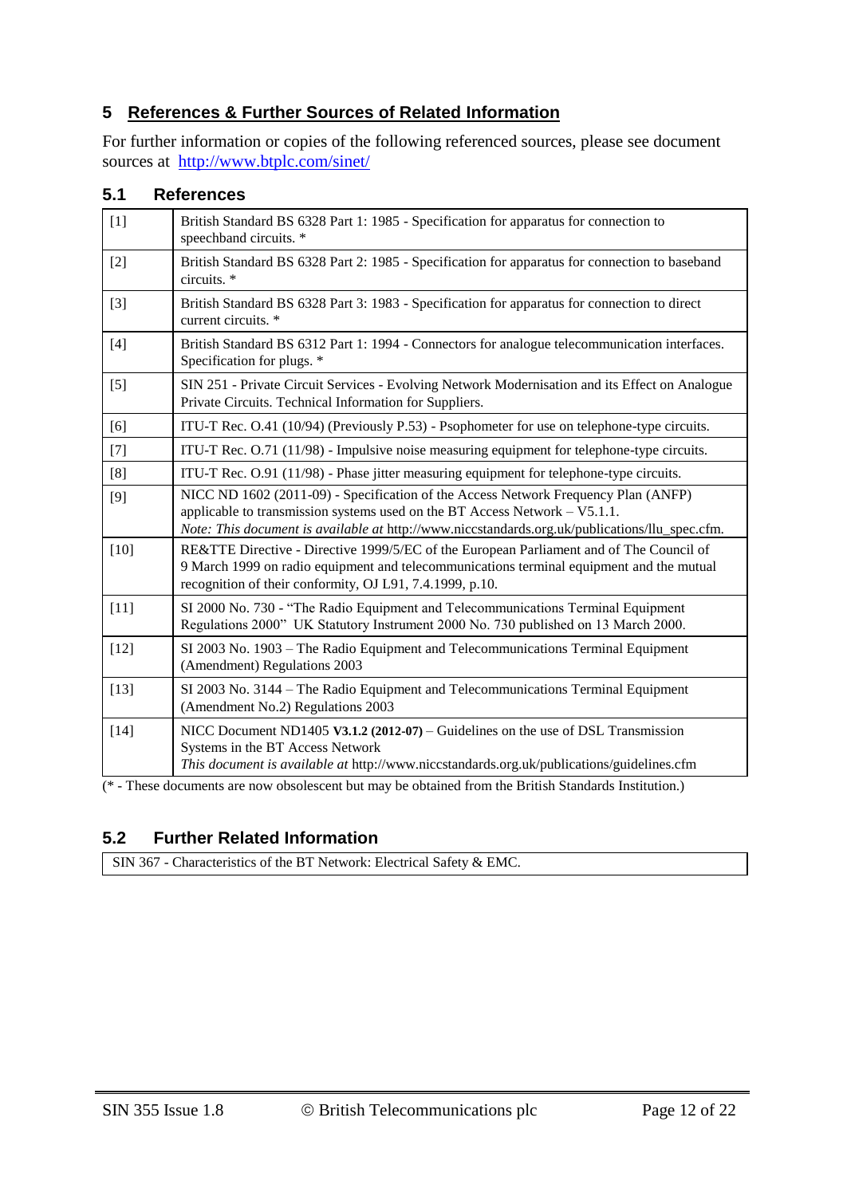# 5 References & Further Sources of Related Information

For further information or copies of the following referenced sources, please see document sources at http://www.btplc.com/sinet/

## 5.1 References

| | |
|---|---|
| [1] | British Standard BS 6328 Part 1: 1985 - Specification for apparatus for connection to speechband circuits. * |
| [2] | British Standard BS 6328 Part 2: 1985 - Specification for apparatus for connection to baseband circuits. * |
| [3] | British Standard BS 6328 Part 3: 1983 - Specification for apparatus for connection to direct current circuits. * |
| [4] | British Standard BS 6312 Part 1: 1994 - Connectors for analogue telecommunication interfaces. Specification for plugs. * |
| [5] | SIN 251 - Private Circuit Services - Evolving Network Modernisation and its Effect on Analogue Private Circuits. Technical Information for Suppliers. |
| [6] | ITU-T Rec. O.41 (10/94) (Previously P.53) - Psophometer for use on telephone-type circuits. |
| [7] | ITU-T Rec. O.71 (11/98) - Impulsive noise measuring equipment for telephone-type circuits. |
| [8] | ITU-T Rec. O.91 (11/98) - Phase jitter measuring equipment for telephone-type circuits. |
| [9] | NICC ND 1602 (2011-09) - Specification of the Access Network Frequency Plan (ANFP) applicable to transmission systems used on the BT Access Network – V5.1.1. *Note: This document is available at* http://www.niccstandards.org.uk/publications/llu_spec.cfm. |
| [10] | RE&TTE Directive - Directive 1999/5/EC of the European Parliament and of The Council of 9 March 1999 on radio equipment and telecommunications terminal equipment and the mutual recognition of their conformity, OJ L91, 7.4.1999, p.10. |
| [11] | SI 2000 No. 730 - "The Radio Equipment and Telecommunications Terminal Equipment Regulations 2000" UK Statutory Instrument 2000 No. 730 published on 13 March 2000. |
| [12] | SI 2003 No. 1903 – The Radio Equipment and Telecommunications Terminal Equipment (Amendment) Regulations 2003 |
| [13] | SI 2003 No. 3144 – The Radio Equipment and Telecommunications Terminal Equipment (Amendment No.2) Regulations 2003 |
| [14] | NICC Document ND1405 **V3.1.2 (2012-07)** – Guidelines on the use of DSL Transmission Systems in the BT Access Network *This document is available at* http://www.niccstandards.org.uk/publications/guidelines.cfm |

(* - These documents are now obsolescent but may be obtained from the British Standards Institution.)

## 5.2 Further Related Information

| |
|---|
| SIN 367 - Characteristics of the BT Network: Electrical Safety & EMC. |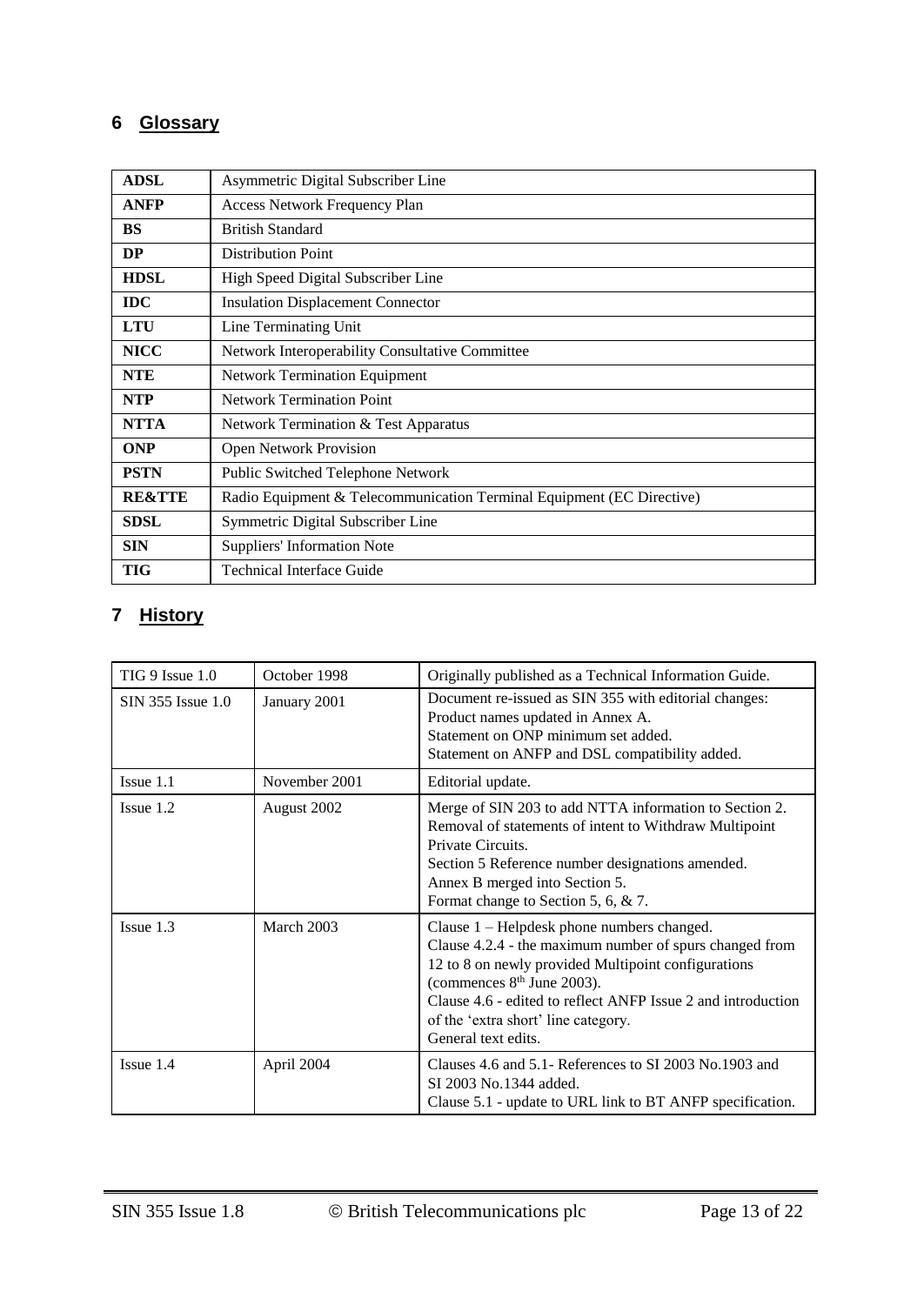# 6 Glossary

| | |
|---|---|
| **ADSL** | Asymmetric Digital Subscriber Line |
| **ANFP** | Access Network Frequency Plan |
| **BS** | British Standard |
| **DP** | Distribution Point |
| **HDSL** | High Speed Digital Subscriber Line |
| **IDC** | Insulation Displacement Connector |
| **LTU** | Line Terminating Unit |
| **NICC** | Network Interoperability Consultative Committee |
| **NTE** | Network Termination Equipment |
| **NTP** | Network Termination Point |
| **NTTA** | Network Termination & Test Apparatus |
| **ONP** | Open Network Provision |
| **PSTN** | Public Switched Telephone Network |
| **RE&TTE** | Radio Equipment & Telecommunication Terminal Equipment (EC Directive) |
| **SDSL** | Symmetric Digital Subscriber Line |
| **SIN** | Suppliers' Information Note |
| **TIG** | Technical Interface Guide |

# 7 History

| | | |
|---|---|---|
| TIG 9 Issue 1.0 | October 1998 | Originally published as a Technical Information Guide. |
| SIN 355 Issue 1.0 | January 2001 | Document re-issued as SIN 355 with editorial changes:<br>Product names updated in Annex A.<br>Statement on ONP minimum set added.<br>Statement on ANFP and DSL compatibility added. |
| Issue 1.1 | November 2001 | Editorial update. |
| Issue 1.2 | August 2002 | Merge of SIN 203 to add NTTA information to Section 2.<br>Removal of statements of intent to Withdraw Multipoint Private Circuits.<br>Section 5 Reference number designations amended.<br>Annex B merged into Section 5.<br>Format change to Section 5, 6, & 7. |
| Issue 1.3 | March 2003 | Clause 1 – Helpdesk phone numbers changed.<br>Clause 4.2.4 - the maximum number of spurs changed from 12 to 8 on newly provided Multipoint configurations (commences 8th June 2003).<br>Clause 4.6 - edited to reflect ANFP Issue 2 and introduction of the 'extra short' line category.<br>General text edits. |
| Issue 1.4 | April 2004 | Clauses 4.6 and 5.1- References to SI 2003 No.1903 and SI 2003 No.1344 added.<br>Clause 5.1 - update to URL link to BT ANFP specification. |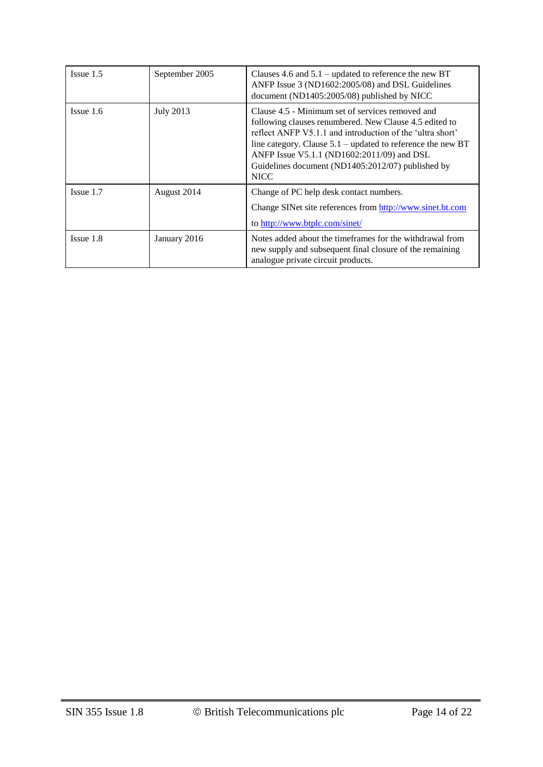| | | |
|---|---|---|
| Issue 1.5 | September 2005 | Clauses 4.6 and 5.1 – updated to reference the new BT ANFP Issue 3 (ND1602:2005/08) and DSL Guidelines document (ND1405:2005/08) published by NICC |
| Issue 1.6 | July 2013 | Clause 4.5 - Minimum set of services removed and following clauses renumbered. New Clause 4.5 edited to reflect ANFP V5.1.1 and introduction of the 'ultra short' line category. Clause 5.1 – updated to reference the new BT ANFP Issue V5.1.1 (ND1602:2011/09) and DSL Guidelines document (ND1405:2012/07) published by NICC |
| Issue 1.7 | August 2014 | Change of PC help desk contact numbers.<br>Change SINet site references from http://www.sinet.bt.com to http://www.btplc.com/sinet/ |
| Issue 1.8 | January 2016 | Notes added about the timeframes for the withdrawal from new supply and subsequent final closure of the remaining analogue private circuit products. |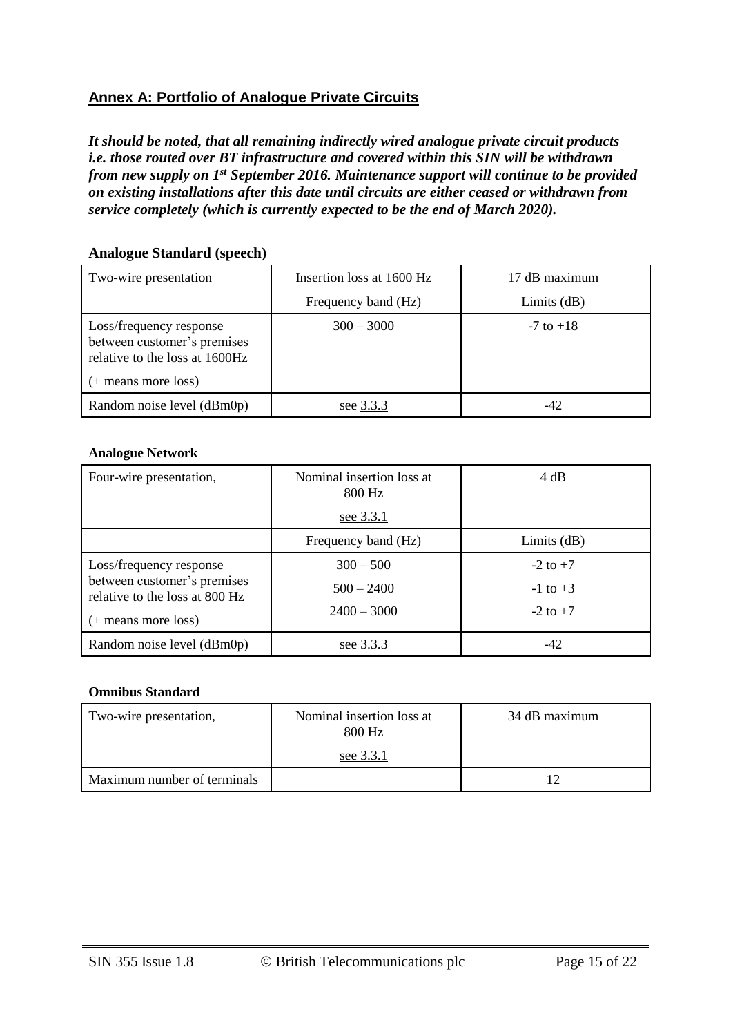## Annex A: Portfolio of Analogue Private Circuits

***It should be noted, that all remaining indirectly wired analogue private circuit products i.e. those routed over BT infrastructure and covered within this SIN will be withdrawn from new supply on 1st September 2016. Maintenance support will continue to be provided on existing installations after this date until circuits are either ceased or withdrawn from service completely (which is currently expected to be the end of March 2020).***

### Analogue Standard (speech)

| Two-wire presentation | Insertion loss at 1600 Hz | 17 dB maximum |
|---|---|---|
| | Frequency band (Hz) | Limits (dB) |
| Loss/frequency response between customer's premises relative to the loss at 1600Hz<br><br>(+ means more loss) | 300 – 3000 | -7 to +18 |
| Random noise level (dBm0p) | see 3.3.3 | -42 |

#### Analogue Network

| Four-wire presentation, | Nominal insertion loss at 800 Hz<br><br>see 3.3.1 | 4 dB |
|---|---|---|
| | Frequency band (Hz) | Limits (dB) |
| Loss/frequency response between customer's premises relative to the loss at 800 Hz<br><br>(+ means more loss) | 300 – 500<br>500 – 2400<br>2400 – 3000 | -2 to +7<br>-1 to +3<br>-2 to +7 |
| Random noise level (dBm0p) | see 3.3.3 | -42 |

#### Omnibus Standard

| Two-wire presentation, | Nominal insertion loss at 800 Hz<br><br>see 3.3.1 | 34 dB maximum |
|---|---|---|
| Maximum number of terminals | | 12 |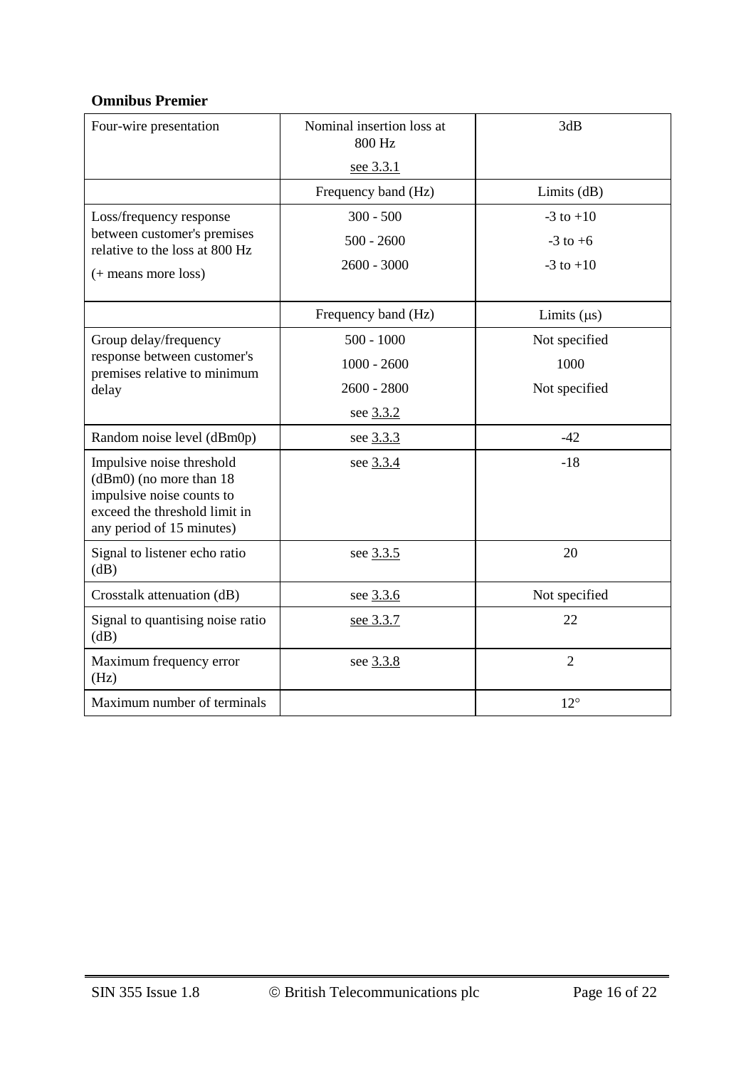**Omnibus Premier**

| Four-wire presentation | Nominal insertion loss at 800 Hz<br>see 3.3.1 | 3dB |
|---|---|---|
| | Frequency band (Hz) | Limits (dB) |
| Loss/frequency response between customer's premises relative to the loss at 800 Hz<br>(+ means more loss) | 300 - 500<br>500 - 2600<br>2600 - 3000 | -3 to +10<br>-3 to +6<br>-3 to +10 |
| | Frequency band (Hz) | Limits (μs) |
| Group delay/frequency response between customer's premises relative to minimum delay | 500 - 1000<br>1000 - 2600<br>2600 - 2800<br>see 3.3.2 | Not specified<br>1000<br>Not specified |
| Random noise level (dBm0p) | see 3.3.3 | -42 |
| Impulsive noise threshold (dBm0) (no more than 18 impulsive noise counts to exceed the threshold limit in any period of 15 minutes) | see 3.3.4 | -18 |
| Signal to listener echo ratio (dB) | see 3.3.5 | 20 |
| Crosstalk attenuation (dB) | see 3.3.6 | Not specified |
| Signal to quantising noise ratio (dB) | see 3.3.7 | 22 |
| Maximum frequency error (Hz) | see 3.3.8 | 2 |
| Maximum number of terminals | | 12° |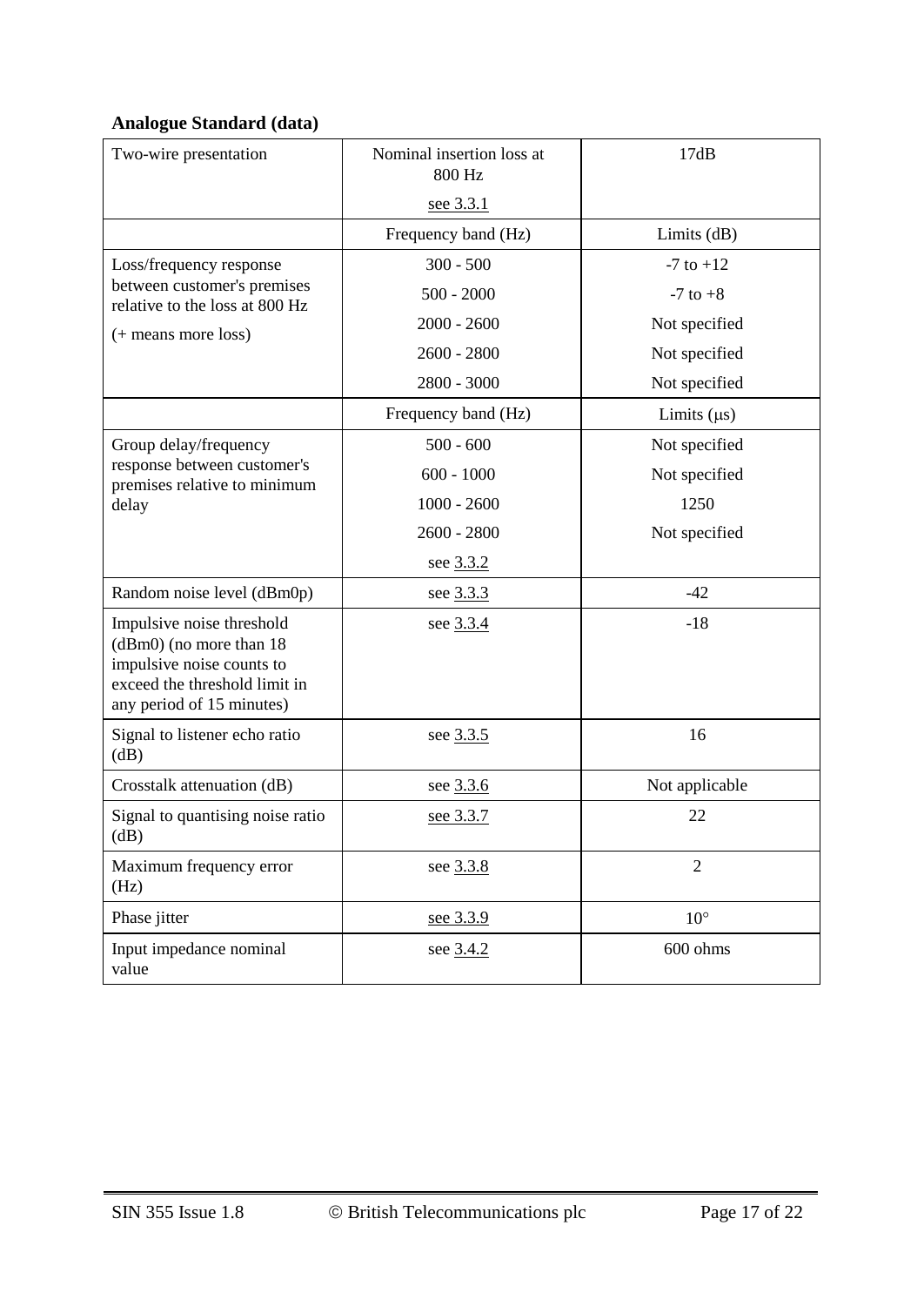**Analogue Standard (data)**

| Two-wire presentation | Nominal insertion loss at 800 Hz<br>see 3.3.1 | 17dB |
|---|---|---|
| | Frequency band (Hz) | Limits (dB) |
| Loss/frequency response between customer's premises relative to the loss at 800 Hz<br>(+ means more loss) | 300 - 500 | -7 to +12 |
| | 500 - 2000 | -7 to +8 |
| | 2000 - 2600 | Not specified |
| | 2600 - 2800 | Not specified |
| | 2800 - 3000 | Not specified |
| | Frequency band (Hz) | Limits (μs) |
| Group delay/frequency response between customer's premises relative to minimum delay | 500 - 600 | Not specified |
| | 600 - 1000 | Not specified |
| | 1000 - 2600 | 1250 |
| | 2600 - 2800 | Not specified |
| | see 3.3.2 | |
| Random noise level (dBm0p) | see 3.3.3 | -42 |
| Impulsive noise threshold (dBm0) (no more than 18 impulsive noise counts to exceed the threshold limit in any period of 15 minutes) | see 3.3.4 | -18 |
| Signal to listener echo ratio (dB) | see 3.3.5 | 16 |
| Crosstalk attenuation (dB) | see 3.3.6 | Not applicable |
| Signal to quantising noise ratio (dB) | see 3.3.7 | 22 |
| Maximum frequency error (Hz) | see 3.3.8 | 2 |
| Phase jitter | see 3.3.9 | 10° |
| Input impedance nominal value | see 3.4.2 | 600 ohms |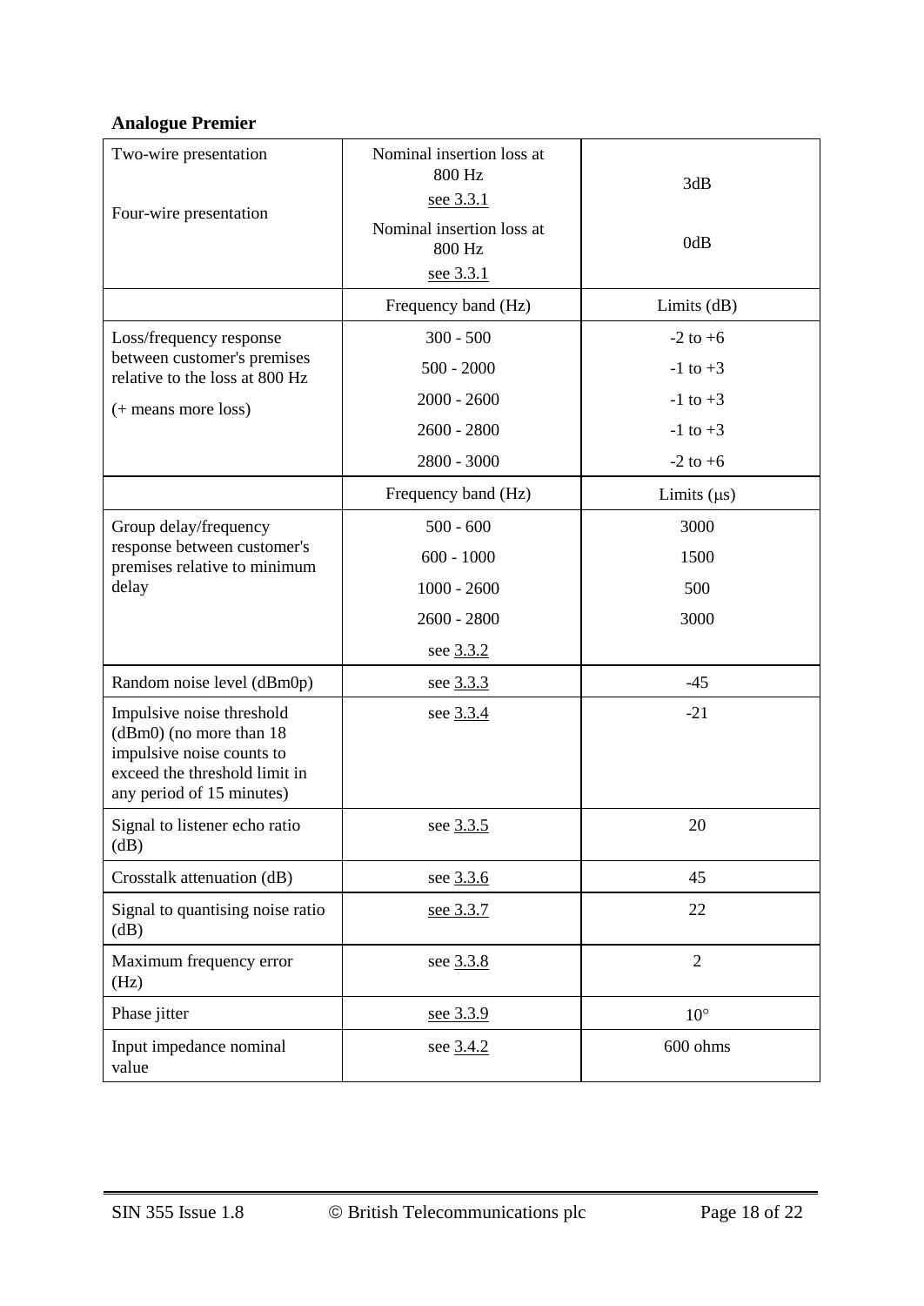**Analogue Premier**

| | | |
|---|---|---|
| Two-wire presentation | Nominal insertion loss at 800 Hz see 3.3.1 | 3dB |
| Four-wire presentation | Nominal insertion loss at 800 Hz see 3.3.1 | 0dB |
| | Frequency band (Hz) | Limits (dB) |
| Loss/frequency response between customer's premises relative to the loss at 800 Hz (+ means more loss) | 300 - 500 | -2 to +6 |
| | 500 - 2000 | -1 to +3 |
| | 2000 - 2600 | -1 to +3 |
| | 2600 - 2800 | -1 to +3 |
| | 2800 - 3000 | -2 to +6 |
| | Frequency band (Hz) | Limits (μs) |
| Group delay/frequency response between customer's premises relative to minimum delay | 500 - 600 | 3000 |
| | 600 - 1000 | 1500 |
| | 1000 - 2600 | 500 |
| | 2600 - 2800 | 3000 |
| | see 3.3.2 | |
| Random noise level (dBm0p) | see 3.3.3 | -45 |
| Impulsive noise threshold (dBm0) (no more than 18 impulsive noise counts to exceed the threshold limit in any period of 15 minutes) | see 3.3.4 | -21 |
| Signal to listener echo ratio (dB) | see 3.3.5 | 20 |
| Crosstalk attenuation (dB) | see 3.3.6 | 45 |
| Signal to quantising noise ratio (dB) | see 3.3.7 | 22 |
| Maximum frequency error (Hz) | see 3.3.8 | 2 |
| Phase jitter | see 3.3.9 | 10° |
| Input impedance nominal value | see 3.4.2 | 600 ohms |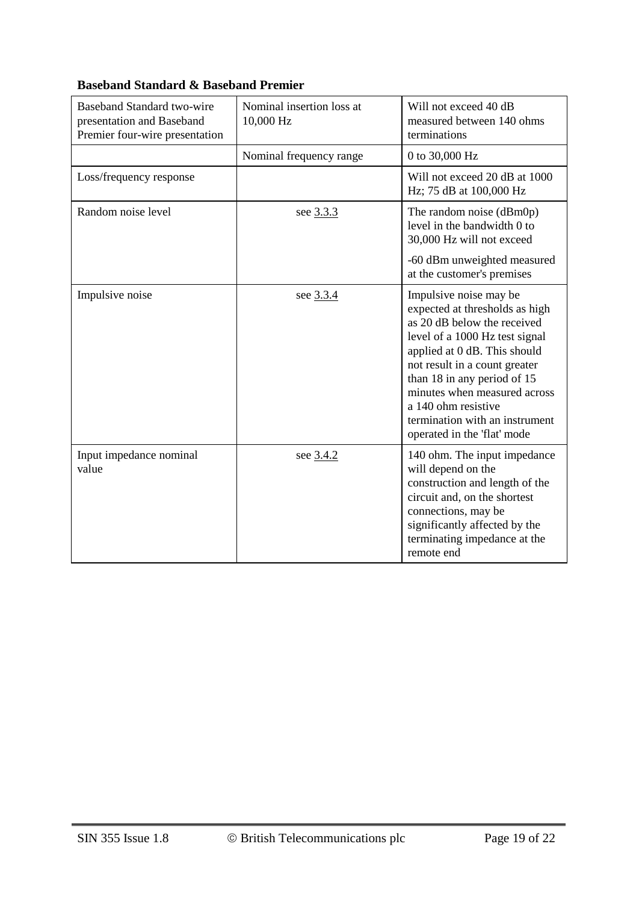**Baseband Standard & Baseband Premier**

| | | |
|---|---|---|
| Baseband Standard two-wire presentation and Baseband Premier four-wire presentation | Nominal insertion loss at 10,000 Hz | Will not exceed 40 dB measured between 140 ohms terminations |
| | Nominal frequency range | 0 to 30,000 Hz |
| Loss/frequency response | | Will not exceed 20 dB at 1000 Hz; 75 dB at 100,000 Hz |
| Random noise level | see 3.3.3 | The random noise (dBm0p) level in the bandwidth 0 to 30,000 Hz will not exceed<br><br>-60 dBm unweighted measured at the customer's premises |
| Impulsive noise | see 3.3.4 | Impulsive noise may be expected at thresholds as high as 20 dB below the received level of a 1000 Hz test signal applied at 0 dB. This should not result in a count greater than 18 in any period of 15 minutes when measured across a 140 ohm resistive termination with an instrument operated in the 'flat' mode |
| Input impedance nominal value | see 3.4.2 | 140 ohm. The input impedance will depend on the construction and length of the circuit and, on the shortest connections, may be significantly affected by the terminating impedance at the remote end |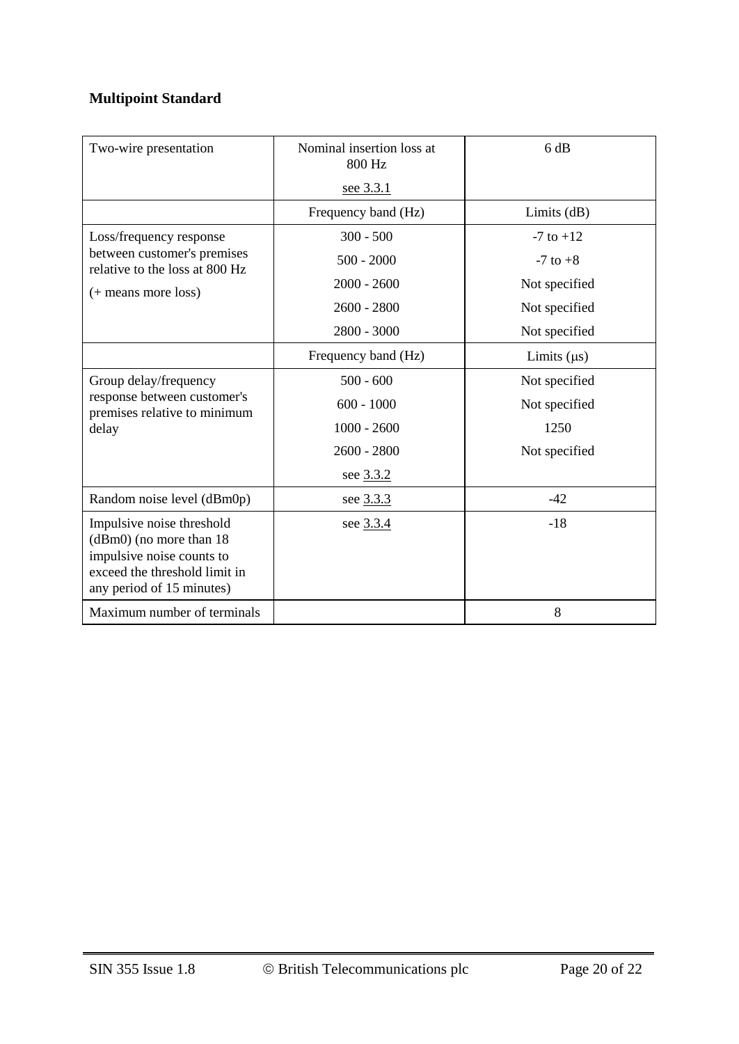**Multipoint Standard**

| Two-wire presentation | Nominal insertion loss at 800 Hz<br><br>see 3.3.1 | 6 dB |
|---|---|---|
| | Frequency band (Hz) | Limits (dB) |
| Loss/frequency response between customer's premises relative to the loss at 800 Hz<br><br>(+ means more loss) | 300 - 500 | -7 to +12 |
| | 500 - 2000 | -7 to +8 |
| | 2000 - 2600 | Not specified |
| | 2600 - 2800 | Not specified |
| | 2800 - 3000 | Not specified |
| | Frequency band (Hz) | Limits (μs) |
| Group delay/frequency response between customer's premises relative to minimum delay | 500 - 600 | Not specified |
| | 600 - 1000 | Not specified |
| | 1000 - 2600 | 1250 |
| | 2600 - 2800 | Not specified |
| | see 3.3.2 | |
| Random noise level (dBm0p) | see 3.3.3 | -42 |
| Impulsive noise threshold (dBm0) (no more than 18 impulsive noise counts to exceed the threshold limit in any period of 15 minutes) | see 3.3.4 | -18 |
| Maximum number of terminals | | 8 |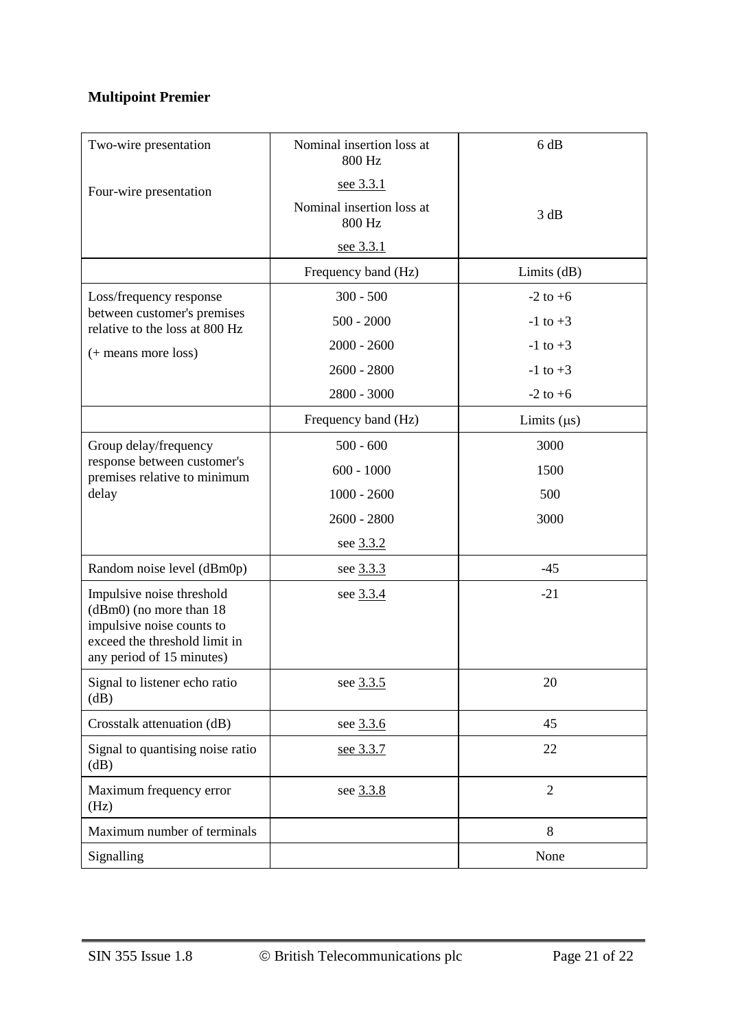**Multipoint Premier**

| | | |
|---|---|---|
| Two-wire presentation | Nominal insertion loss at 800 Hz<br>see 3.3.1 | 6 dB |
| Four-wire presentation | Nominal insertion loss at 800 Hz<br>see 3.3.1 | 3 dB |
| | Frequency band (Hz) | Limits (dB) |
| Loss/frequency response between customer's premises relative to the loss at 800 Hz<br>(+ means more loss) | 300 - 500 | -2 to +6 |
| | 500 - 2000 | -1 to +3 |
| | 2000 - 2600 | -1 to +3 |
| | 2600 - 2800 | -1 to +3 |
| | 2800 - 3000 | -2 to +6 |
| | Frequency band (Hz) | Limits (μs) |
| Group delay/frequency response between customer's premises relative to minimum delay | 500 - 600 | 3000 |
| | 600 - 1000 | 1500 |
| | 1000 - 2600 | 500 |
| | 2600 - 2800 | 3000 |
| | see 3.3.2 | |
| Random noise level (dBm0p) | see 3.3.3 | -45 |
| Impulsive noise threshold (dBm0) (no more than 18 impulsive noise counts to exceed the threshold limit in any period of 15 minutes) | see 3.3.4 | -21 |
| Signal to listener echo ratio (dB) | see 3.3.5 | 20 |
| Crosstalk attenuation (dB) | see 3.3.6 | 45 |
| Signal to quantising noise ratio (dB) | see 3.3.7 | 22 |
| Maximum frequency error (Hz) | see 3.3.8 | 2 |
| Maximum number of terminals | | 8 |
| Signalling | | None |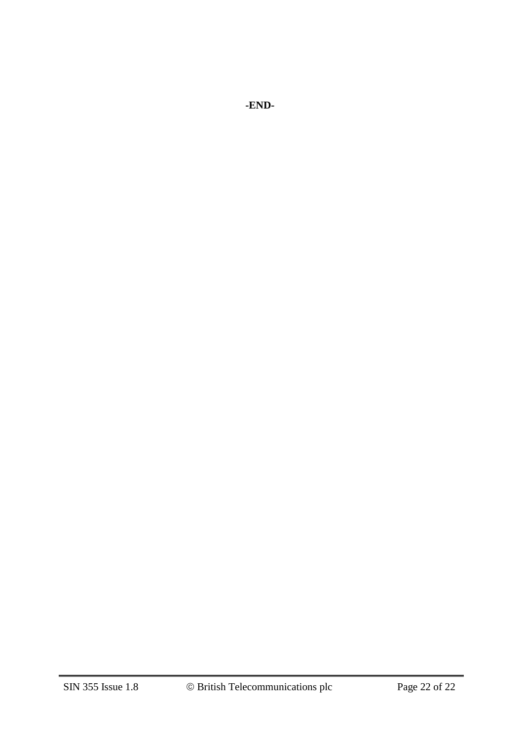**-END-**